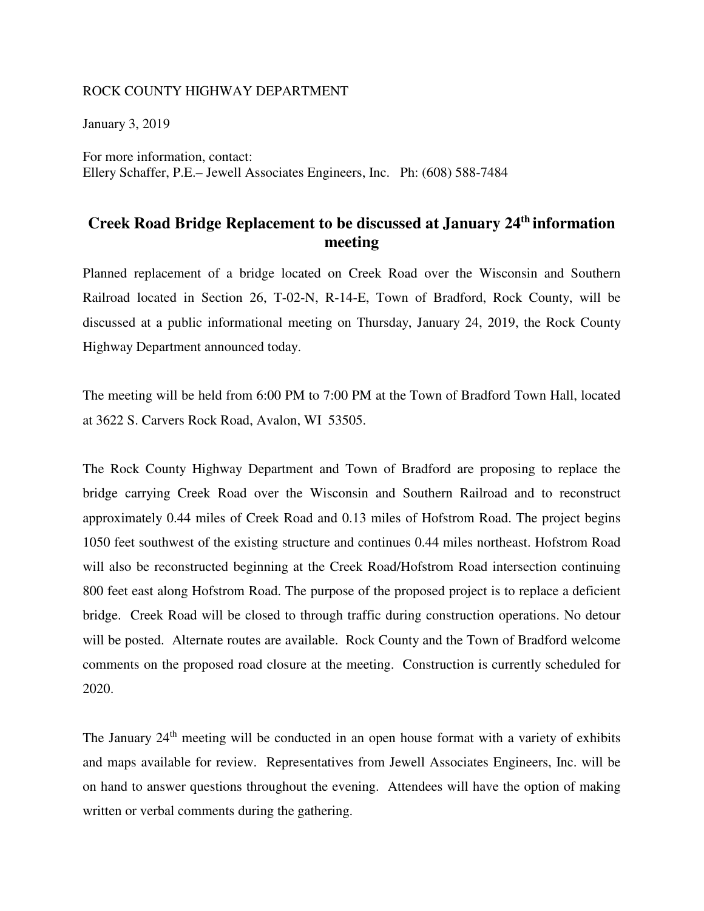ROCK COUNTY HIGHWAY DEPARTMENT

January 3, 2019

For more information, contact:
Ellery Schaffer, P.E.– Jewell Associates Engineers, Inc.   Ph: (608) 588-7484

# Creek Road Bridge Replacement to be discussed at January 24th information meeting

Planned replacement of a bridge located on Creek Road over the Wisconsin and Southern Railroad located in Section 26, T-02-N, R-14-E, Town of Bradford, Rock County, will be discussed at a public informational meeting on Thursday, January 24, 2019, the Rock County Highway Department announced today.

The meeting will be held from 6:00 PM to 7:00 PM at the Town of Bradford Town Hall, located at 3622 S. Carvers Rock Road, Avalon, WI  53505.

The Rock County Highway Department and Town of Bradford are proposing to replace the bridge carrying Creek Road over the Wisconsin and Southern Railroad and to reconstruct approximately 0.44 miles of Creek Road and 0.13 miles of Hofstrom Road. The project begins 1050 feet southwest of the existing structure and continues 0.44 miles northeast. Hofstrom Road will also be reconstructed beginning at the Creek Road/Hofstrom Road intersection continuing 800 feet east along Hofstrom Road. The purpose of the proposed project is to replace a deficient bridge.  Creek Road will be closed to through traffic during construction operations. No detour will be posted.  Alternate routes are available.  Rock County and the Town of Bradford welcome comments on the proposed road closure at the meeting.  Construction is currently scheduled for 2020.

The January 24th meeting will be conducted in an open house format with a variety of exhibits and maps available for review.  Representatives from Jewell Associates Engineers, Inc. will be on hand to answer questions throughout the evening.  Attendees will have the option of making written or verbal comments during the gathering.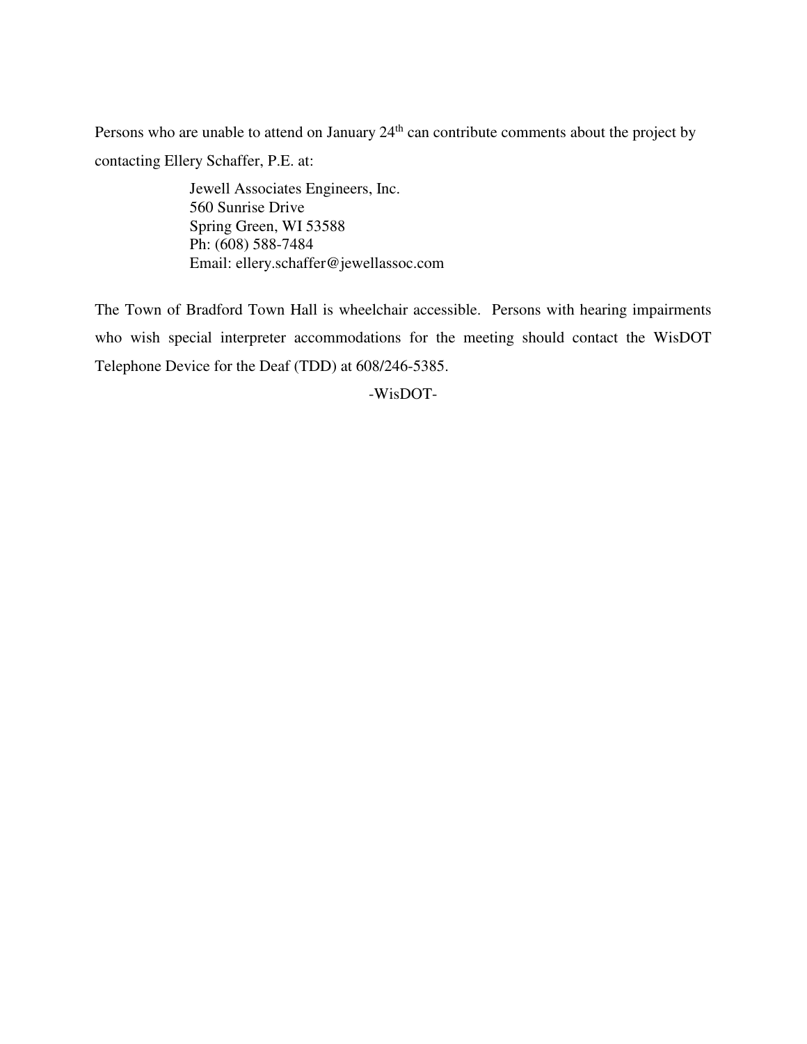Persons who are unable to attend on January 24th can contribute comments about the project by contacting Ellery Schaffer, P.E. at:

Jewell Associates Engineers, Inc.
560 Sunrise Drive
Spring Green, WI 53588
Ph: (608) 588-7484
Email: ellery.schaffer@jewellassoc.com

The Town of Bradford Town Hall is wheelchair accessible. Persons with hearing impairments who wish special interpreter accommodations for the meeting should contact the WisDOT Telephone Device for the Deaf (TDD) at 608/246-5385.

-WisDOT-